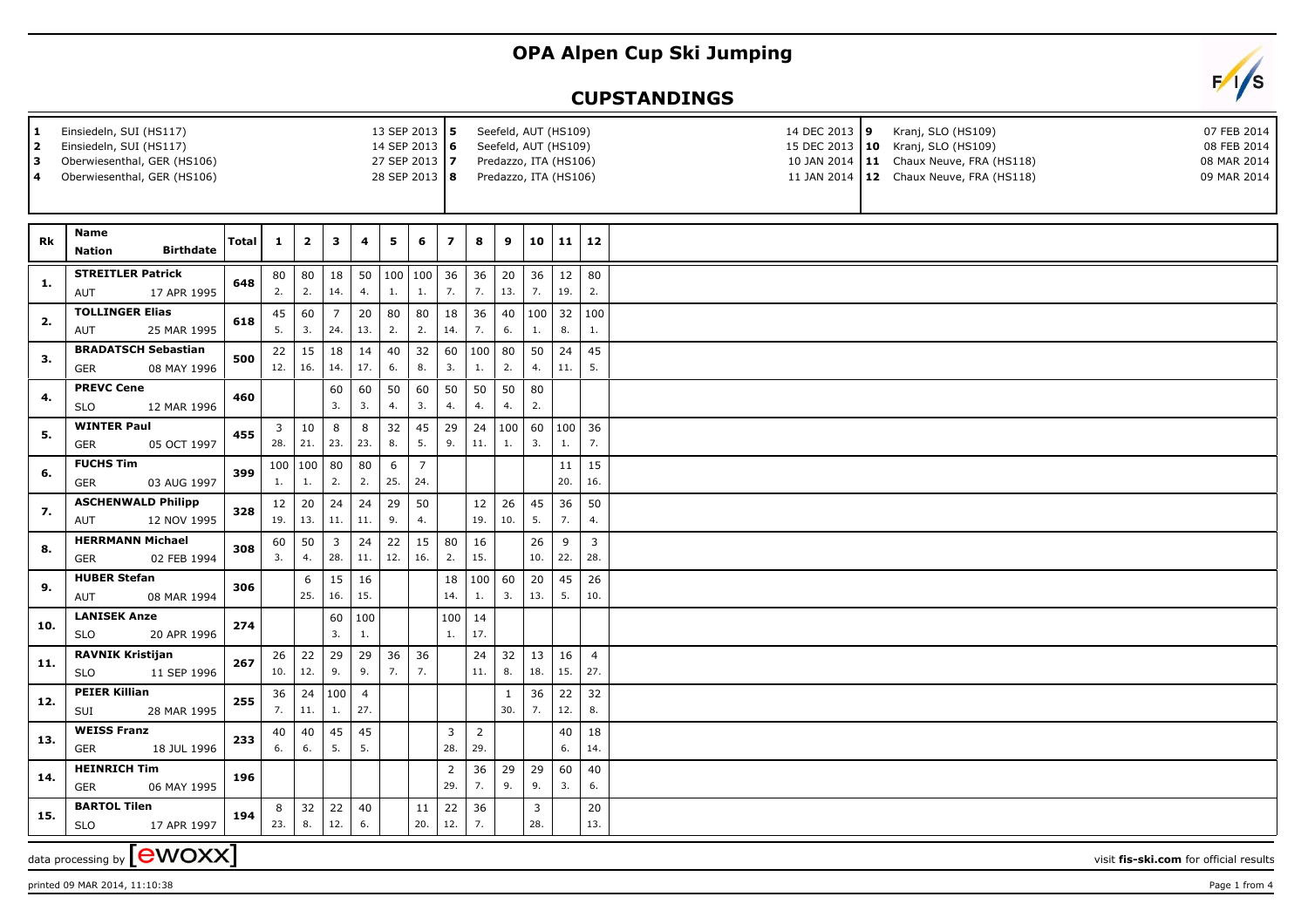# OPA Alpen Cup Ski Jumping

## CUPSTANDINGS

| # | Venue | Date |
|---|---|---|
| 1 | Einsiedeln, SUI (HS117) | 13 SEP 2013 |
| 2 | Einsiedeln, SUI (HS117) | 14 SEP 2013 |
| 3 | Oberwiesenthal, GER (HS106) | 27 SEP 2013 |
| 4 | Oberwiesenthal, GER (HS106) | 28 SEP 2013 |
| 5 | Seefeld, AUT (HS109) | 14 DEC 2013 |
| 6 | Seefeld, AUT (HS109) | 15 DEC 2013 |
| 7 | Predazzo, ITA (HS106) | 10 JAN 2014 |
| 8 | Predazzo, ITA (HS106) | 11 JAN 2014 |
| 9 | Kranj, SLO (HS109) | 07 FEB 2014 |
| 10 | Kranj, SLO (HS109) | 08 FEB 2014 |
| 11 | Chaux Neuve, FRA (HS118) | 08 MAR 2014 |
| 12 | Chaux Neuve, FRA (HS118) | 09 MAR 2014 |

| Rk | Name / Nation | Birthdate | Total | 1 | 2 | 3 | 4 | 5 | 6 | 7 | 8 | 9 | 10 | 11 | 12 |
|---|---|---|---|---|---|---|---|---|---|---|---|---|---|---|---|
| 1. | STREITLER Patrick / AUT | 17 APR 1995 | 648 | 80 / 2. | 80 / 2. | 18 / 14. | 50 / 4. | 100 / 1. | 100 / 1. | 36 / 7. | 36 / 7. | 20 / 13. | 36 / 7. | 12 / 19. | 80 / 2. |
| 2. | TOLLINGER Elias / AUT | 25 MAR 1995 | 618 | 45 / 5. | 60 / 3. | 7 / 24. | 20 / 13. | 80 / 2. | 80 / 2. | 18 / 14. | 36 / 7. | 40 / 6. | 100 / 1. | 32 / 8. | 100 / 1. |
| 3. | BRADATSCH Sebastian / GER | 08 MAY 1996 | 500 | 22 / 12. | 15 / 16. | 18 / 14. | 14 / 17. | 40 / 6. | 32 / 8. | 60 / 3. | 100 / 1. | 80 / 2. | 50 / 4. | 24 / 11. | 45 / 5. |
| 4. | PREVC Cene / SLO | 12 MAR 1996 | 460 | | | 60 / 3. | 60 / 3. | 50 / 4. | 60 / 3. | 50 / 4. | 50 / 4. | 50 / 4. | 80 / 2. | | |
| 5. | WINTER Paul / GER | 05 OCT 1997 | 455 | 3 / 28. | 10 / 21. | 8 / 23. | 8 / 23. | 32 / 8. | 45 / 5. | 29 / 9. | 24 / 11. | 100 / 1. | 60 / 3. | 100 / 1. | 36 / 7. |
| 6. | FUCHS Tim / GER | 03 AUG 1997 | 399 | 100 / 1. | 100 / 1. | 80 / 2. | 80 / 2. | 6 / 25. | 7 / 24. | | | | | 11 / 20. | 15 / 16. |
| 7. | ASCHENWALD Philipp / AUT | 12 NOV 1995 | 328 | 12 / 19. | 20 / 13. | 24 / 11. | 24 / 11. | 29 / 9. | 50 / 4. | | 12 / 19. | 26 / 10. | 45 / 5. | 36 / 7. | 50 / 4. |
| 8. | HERRMANN Michael / GER | 02 FEB 1994 | 308 | 60 / 3. | 50 / 4. | 3 / 28. | 24 / 11. | 22 / 12. | 15 / 16. | 80 / 2. | 16 / 15. | | 26 / 10. | 9 / 22. | 3 / 28. |
| 9. | HUBER Stefan / AUT | 08 MAR 1994 | 306 | | 6 / 25. | 15 / 16. | 16 / 15. | | | 18 / 14. | 100 / 1. | 60 / 3. | 20 / 13. | 45 / 5. | 26 / 10. |
| 10. | LANISEK Anze / SLO | 20 APR 1996 | 274 | | | 60 / 3. | 100 / 1. | | | 100 / 1. | 14 / 17. | | | | |
| 11. | RAVNIK Kristijan / SLO | 11 SEP 1996 | 267 | 26 / 10. | 22 / 12. | 29 / 9. | 29 / 9. | 36 / 7. | 36 / 7. | | 24 / 11. | 32 / 8. | 13 / 18. | 16 / 15. | 4 / 27. |
| 12. | PEIER Killian / SUI | 28 MAR 1995 | 255 | 36 / 7. | 24 / 11. | 100 / 1. | 4 / 27. | | | | | 1 / 30. | 36 / 7. | 22 / 12. | 32 / 8. |
| 13. | WEISS Franz / GER | 18 JUL 1996 | 233 | 40 / 6. | 40 / 6. | 45 / 5. | 45 / 5. | | | 3 / 28. | 2 / 29. | | | 40 / 6. | 18 / 14. |
| 14. | HEINRICH Tim / GER | 06 MAY 1995 | 196 | | | | | | | 2 / 29. | 36 / 7. | 29 / 9. | 29 / 9. | 60 / 3. | 40 / 6. |
| 15. | BARTOL Tilen / SLO | 17 APR 1997 | 194 | 8 / 23. | 32 / 8. | 22 / 12. | 40 / 6. | | 11 / 20. | 22 / 12. | 36 / 7. | | 3 / 28. | | 20 / 13. |

data processing by ewoxx — visit fis-ski.com for official results

printed 09 MAR 2014, 11:10:38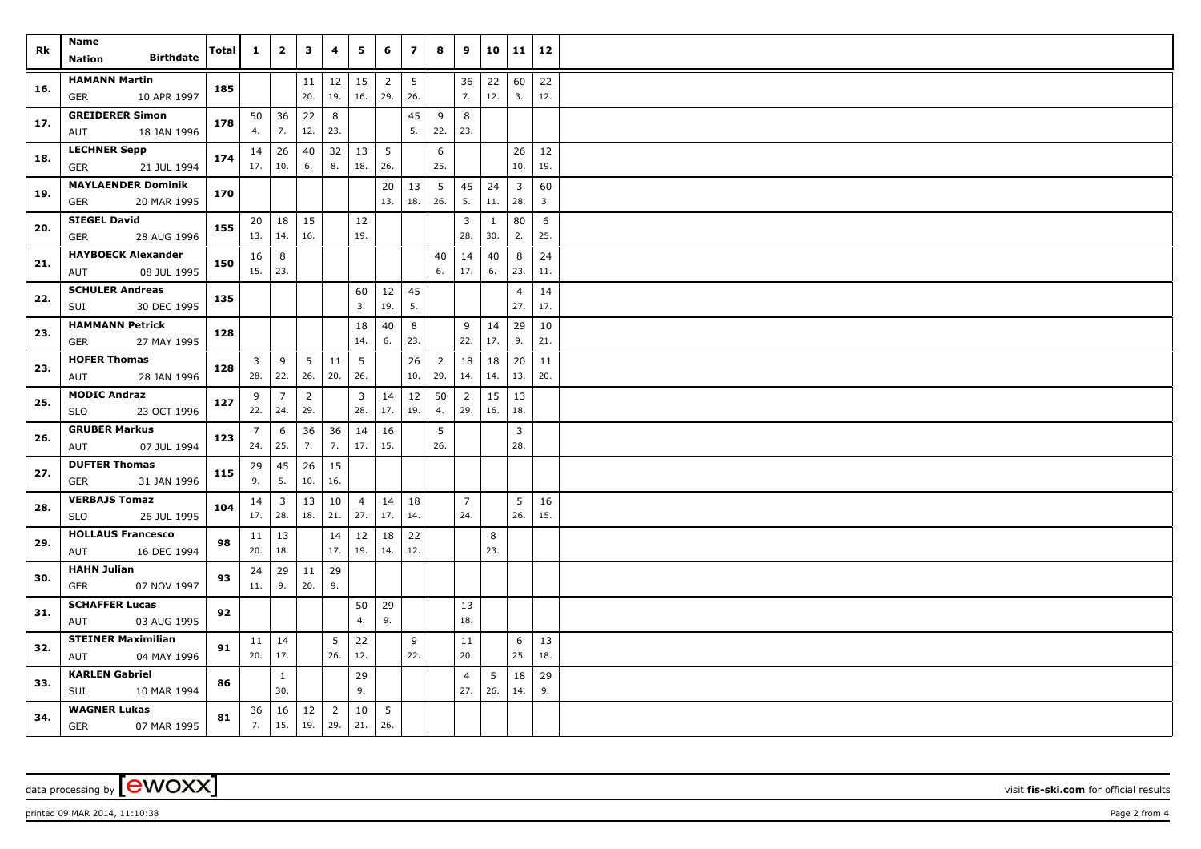| Rk | Name<br>Nation Birthdate | Total | 1 | 2 | 3 | 4 | 5 | 6 | 7 | 8 | 9 | 10 | 11 | 12 |
|---|---|---|---|---|---|---|---|---|---|---|---|---|---|---|
| 16. | HAMANN Martin<br>GER 10 APR 1997 | 185 | | | 11<br>20. | 12<br>19. | 15<br>16. | 2<br>29. | 5<br>26. | | 36<br>7. | 22<br>12. | 60<br>3. | 22<br>12. |
| 17. | GREIDERER Simon<br>AUT 18 JAN 1996 | 178 | 50<br>4. | 36<br>7. | 22<br>12. | 8<br>23. | | | 45<br>5. | 9<br>22. | 8<br>23. | | | |
| 18. | LECHNER Sepp<br>GER 21 JUL 1994 | 174 | 14<br>17. | 26<br>10. | 40<br>6. | 32<br>8. | 13<br>18. | 5<br>26. | | 6<br>25. | | | 26<br>10. | 12<br>19. |
| 19. | MAYLAENDER Dominik<br>GER 20 MAR 1995 | 170 | | | | | | 20<br>13. | 13<br>18. | 5<br>26. | 45<br>5. | 24<br>11. | 3<br>28. | 60<br>3. |
| 20. | SIEGEL David<br>GER 28 AUG 1996 | 155 | 20<br>13. | 18<br>14. | 15<br>16. | | 12<br>19. | | | | 3<br>28. | 1<br>30. | 80<br>2. | 6<br>25. |
| 21. | HAYBOECK Alexander<br>AUT 08 JUL 1995 | 150 | 16<br>15. | 8<br>23. | | | | | | 40<br>6. | 14<br>17. | 40<br>6. | 8<br>23. | 24<br>11. |
| 22. | SCHULER Andreas<br>SUI 30 DEC 1995 | 135 | | | | | 60<br>3. | 12<br>19. | 45<br>5. | | | | 4<br>27. | 14<br>17. |
| 23. | HAMMANN Petrick<br>GER 27 MAY 1995 | 128 | | | | | 18<br>14. | 40<br>6. | 8<br>23. | | 9<br>22. | 14<br>17. | 29<br>9. | 10<br>21. |
| 23. | HOFER Thomas<br>AUT 28 JAN 1996 | 128 | 3<br>28. | 9<br>22. | 5<br>26. | 11<br>20. | 5<br>26. | | 26<br>10. | 2<br>29. | 18<br>14. | 18<br>14. | 20<br>13. | 11<br>20. |
| 25. | MODIC Andraz<br>SLO 23 OCT 1996 | 127 | 9<br>22. | 7<br>24. | 2<br>29. | | 3<br>28. | 14<br>17. | 12<br>19. | 50<br>4. | 2<br>29. | 15<br>16. | 13<br>18. | |
| 26. | GRUBER Markus<br>AUT 07 JUL 1994 | 123 | 7<br>24. | 6<br>25. | 36<br>7. | 36<br>7. | 14<br>17. | 16<br>15. | | 5<br>26. | | | 3<br>28. | |
| 27. | DUFTER Thomas<br>GER 31 JAN 1996 | 115 | 29<br>9. | 45<br>5. | 26<br>10. | 15<br>16. | | | | | | | | |
| 28. | VERBAJS Tomaz<br>SLO 26 JUL 1995 | 104 | 14<br>17. | 3<br>28. | 13<br>18. | 10<br>21. | 4<br>27. | 14<br>17. | 18<br>14. | | 7<br>24. | | 5<br>26. | 16<br>15. |
| 29. | HOLLAUS Francesco<br>AUT 16 DEC 1994 | 98 | 11<br>20. | 13<br>18. | | 14<br>17. | 12<br>19. | 18<br>14. | 22<br>12. | | | 8<br>23. | | |
| 30. | HAHN Julian<br>GER 07 NOV 1997 | 93 | 24<br>11. | 29<br>9. | 11<br>20. | 29<br>9. | | | | | | | | |
| 31. | SCHAFFER Lucas<br>AUT 03 AUG 1995 | 92 | | | | | 50<br>4. | 29<br>9. | | | 13<br>18. | | | |
| 32. | STEINER Maximilian<br>AUT 04 MAY 1996 | 91 | 11<br>20. | 14<br>17. | | 5<br>26. | 22<br>12. | | 9<br>22. | | 11<br>20. | | 6<br>25. | 13<br>18. |
| 33. | KARLEN Gabriel<br>SUI 10 MAR 1994 | 86 | | 1<br>30. | | | 29<br>9. | | | | 4<br>27. | 5<br>26. | 18<br>14. | 29<br>9. |
| 34. | WAGNER Lukas<br>GER 07 MAR 1995 | 81 | 36<br>7. | 16<br>15. | 12<br>19. | 2<br>29. | 10<br>21. | 5<br>26. | | | | | | |

data processing by [ewoxx] visit fis-ski.com for official results

printed 09 MAR 2014, 11:10:38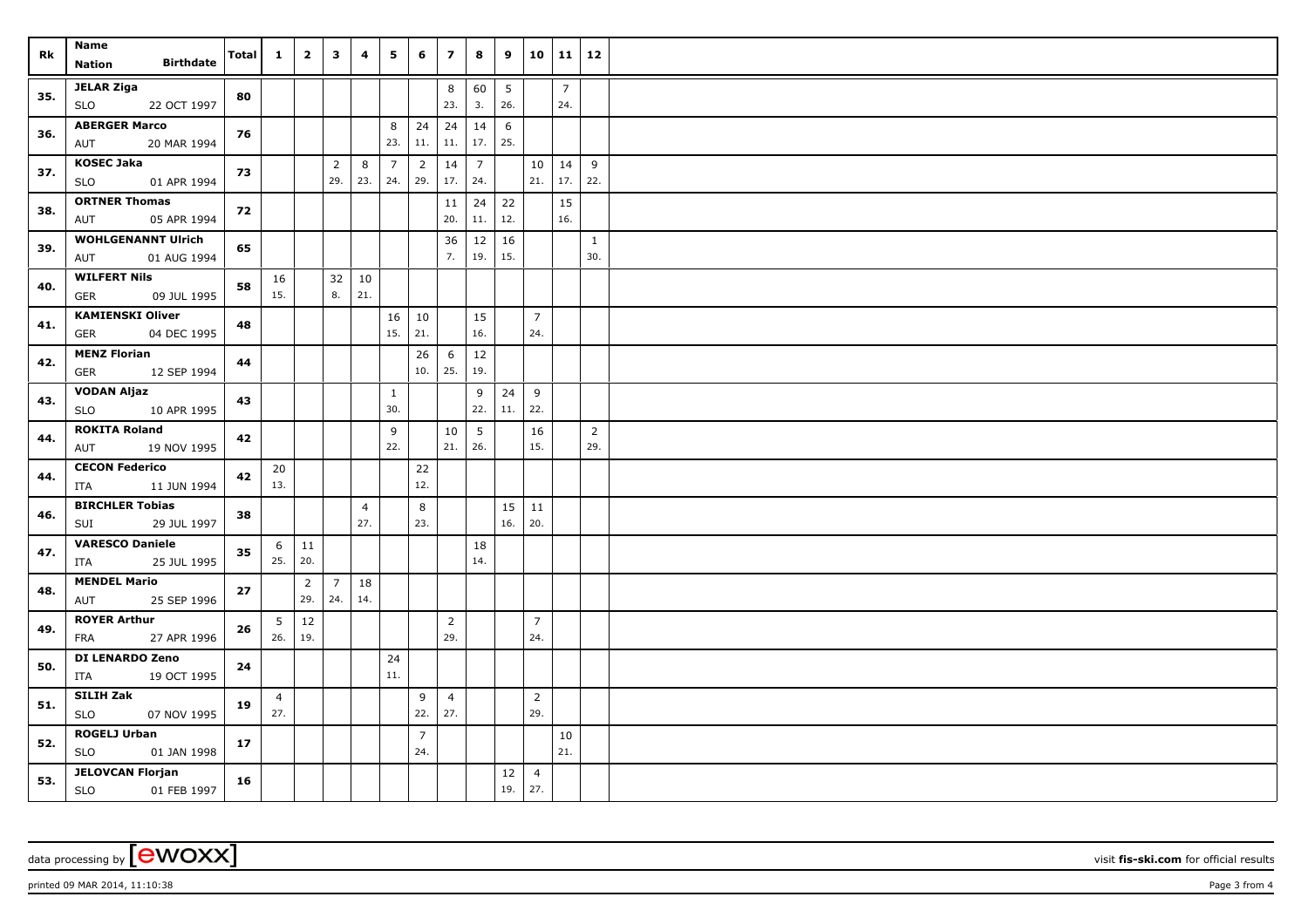| Rk | Name Nation Birthdate | Total | 1 | 2 | 3 | 4 | 5 | 6 | 7 | 8 | 9 | 10 | 11 | 12 |
|---|---|---|---|---|---|---|---|---|---|---|---|---|---|---|
| 35. | JELAR Ziga SLO 22 OCT 1997 | 80 | | | | | | | 8 23. | 60 3. | 5 26. | | 7 24. | |
| 36. | ABERGER Marco AUT 20 MAR 1994 | 76 | | | | | 8 23. | 24 11. | 24 11. | 14 17. | 6 25. | | | |
| 37. | KOSEC Jaka SLO 01 APR 1994 | 73 | | | 2 29. | 8 23. | 7 24. | 2 29. | 14 17. | 7 24. | | 10 21. | 14 17. | 9 22. |
| 38. | ORTNER Thomas AUT 05 APR 1994 | 72 | | | | | | | 11 20. | 24 11. | 22 12. | | 15 16. | |
| 39. | WOHLGENANNT Ulrich AUT 01 AUG 1994 | 65 | | | | | | | 36 7. | 12 19. | 16 15. | | | 1 30. |
| 40. | WILFERT Nils GER 09 JUL 1995 | 58 | 16 15. | | 32 8. | 10 21. | | | | | | | | |
| 41. | KAMIENSKI Oliver GER 04 DEC 1995 | 48 | | | | | 16 15. | 10 21. | | 15 16. | | 7 24. | | |
| 42. | MENZ Florian GER 12 SEP 1994 | 44 | | | | | | 26 10. | 6 25. | 12 19. | | | | |
| 43. | VODAN Aljaz SLO 10 APR 1995 | 43 | | | | | 1 30. | | | 9 22. | 24 11. | 9 22. | | |
| 44. | ROKITA Roland AUT 19 NOV 1995 | 42 | | | | | 9 22. | | 10 21. | 5 26. | | 16 15. | | 2 29. |
| 44. | CECON Federico ITA 11 JUN 1994 | 42 | 20 13. | | | | | 22 12. | | | | | | |
| 46. | BIRCHLER Tobias SUI 29 JUL 1997 | 38 | | | | 4 27. | | 8 23. | | | 15 16. | 11 20. | | |
| 47. | VARESCO Daniele ITA 25 JUL 1995 | 35 | 6 25. | 11 20. | | | | | | 18 14. | | | | |
| 48. | MENDEL Mario AUT 25 SEP 1996 | 27 | | 2 29. | 7 24. | 18 14. | | | | | | | | |
| 49. | ROYER Arthur FRA 27 APR 1996 | 26 | 5 26. | 12 19. | | | | | 2 29. | | | 7 24. | | |
| 50. | DI LENARDO Zeno ITA 19 OCT 1995 | 24 | | | | | 24 11. | | | | | | | |
| 51. | SILIH Zak SLO 07 NOV 1995 | 19 | 4 27. | | | | | 9 22. | 4 27. | | | 2 29. | | |
| 52. | ROGELJ Urban SLO 01 JAN 1998 | 17 | | | | | | 7 24. | | | | | 10 21. | |
| 53. | JELOVCAN Florjan SLO 01 FEB 1997 | 16 | | | | | | | | | 12 19. | 4 27. | | |

data processing by [ewoxx] visit fis-ski.com for official results

printed 09 MAR 2014, 11:10:38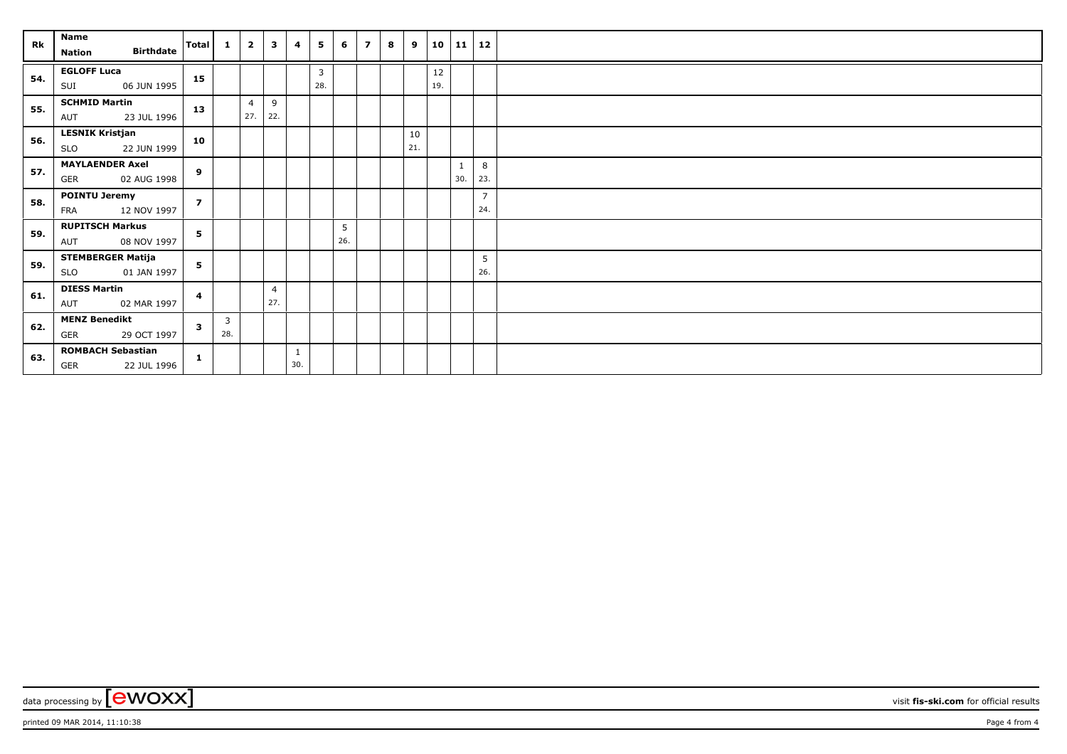| Rk | Name / Nation / Birthdate | Total | 1 | 2 | 3 | 4 | 5 | 6 | 7 | 8 | 9 | 10 | 11 | 12 |
|---|---|---|---|---|---|---|---|---|---|---|---|---|---|---|
| 54. | **EGLOFF Luca** SUI 06 JUN 1995 | **15** | | | | | 3 28. | | | | | 12 19. | | |
| 55. | **SCHMID Martin** AUT 23 JUL 1996 | **13** | | 4 27. | 9 22. | | | | | | | | | |
| 56. | **LESNIK Kristjan** SLO 22 JUN 1999 | **10** | | | | | | | | | 10 21. | | | |
| 57. | **MAYLAENDER Axel** GER 02 AUG 1998 | **9** | | | | | | | | | | | 1 30. | 8 23. |
| 58. | **POINTU Jeremy** FRA 12 NOV 1997 | **7** | | | | | | | | | | | | 7 24. |
| 59. | **RUPITSCH Markus** AUT 08 NOV 1997 | **5** | | | | | | 5 26. | | | | | | |
| 59. | **STEMBERGER Matija** SLO 01 JAN 1997 | **5** | | | | | | | | | | | | 5 26. |
| 61. | **DIESS Martin** AUT 02 MAR 1997 | **4** | | | 4 27. | | | | | | | | | |
| 62. | **MENZ Benedikt** GER 29 OCT 1997 | **3** | 3 28. | | | | | | | | | | | |
| 63. | **ROMBACH Sebastian** GER 22 JUL 1996 | **1** | | | | 1 30. | | | | | | | | |

data processing by [ewoxx]

visit **fis-ski.com** for official results

printed 09 MAR 2014, 11:10:38